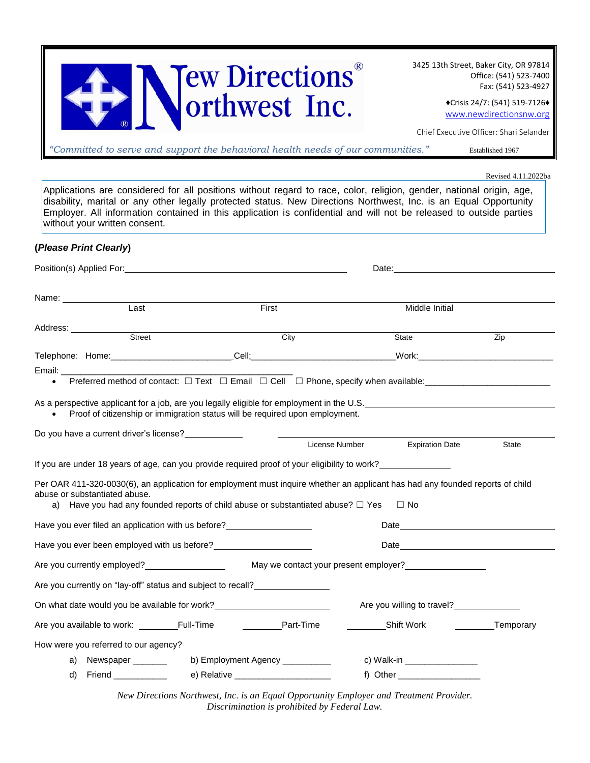# New Directions Northwest Inc.®

3425 13th Street, Baker City, OR 97814
Office: (541) 523-7400
Fax: (541) 523-4927

♦Crisis 24/7: (541) 519-7126♦
www.newdirectionsnw.org

Chief Executive Officer: Shari Selander

*"Committed to serve and support the behavioral health needs of our communities."* Established 1967

Revised 4.11.2022ba

Applications are considered for all positions without regard to race, color, religion, gender, national origin, age, disability, marital or any other legally protected status. New Directions Northwest, Inc. is an Equal Opportunity Employer. All information contained in this application is confidential and will not be released to outside parties without your written consent.

**(*Please Print Clearly*)**

Position(s) Applied For: ______________________________ Date: ______________________

Name: ______________________________________________________________
Last | First | Middle Initial

Address: ______________________________________________________________
Street | City | State | Zip

Telephone: Home: ____________________ Cell: ____________________ Work: ____________________

Email: ______________________________

- Preferred method of contact: ☐ Text ☐ Email ☐ Cell ☐ Phone, specify when available: ____________________

As a perspective applicant for a job, are you legally eligible for employment in the U.S. ____________________

- Proof of citizenship or immigration status will be required upon employment.

Do you have a current driver's license? __________ ______________________________
License Number | Expiration Date | State

If you are under 18 years of age, can you provide required proof of your eligibility to work? __________

Per OAR 411-320-0030(6), an application for employment must inquire whether an applicant has had any founded reports of child abuse or substantiated abuse.

a) Have you had any founded reports of child abuse or substantiated abuse? ☐ Yes ☐ No

Have you ever filed an application with us before? ______________ Date ______________________

Have you ever been employed with us before? ______________ Date ______________________

Are you currently employed? ____________ May we contact your present employer? ____________

Are you currently on "lay-off" status and subject to recall? ____________

On what date would you be available for work? ____________________ Are you willing to travel? __________

Are you available to work: ________Full-Time ________Part-Time ________Shift Work ________Temporary

How were you referred to our agency?

a) Newspaper ______ b) Employment Agency _________ c) Walk-in ______________
d) Friend __________ e) Relative ___________________ f) Other ________________

*New Directions Northwest, Inc. is an Equal Opportunity Employer and Treatment Provider.*
*Discrimination is prohibited by Federal Law.*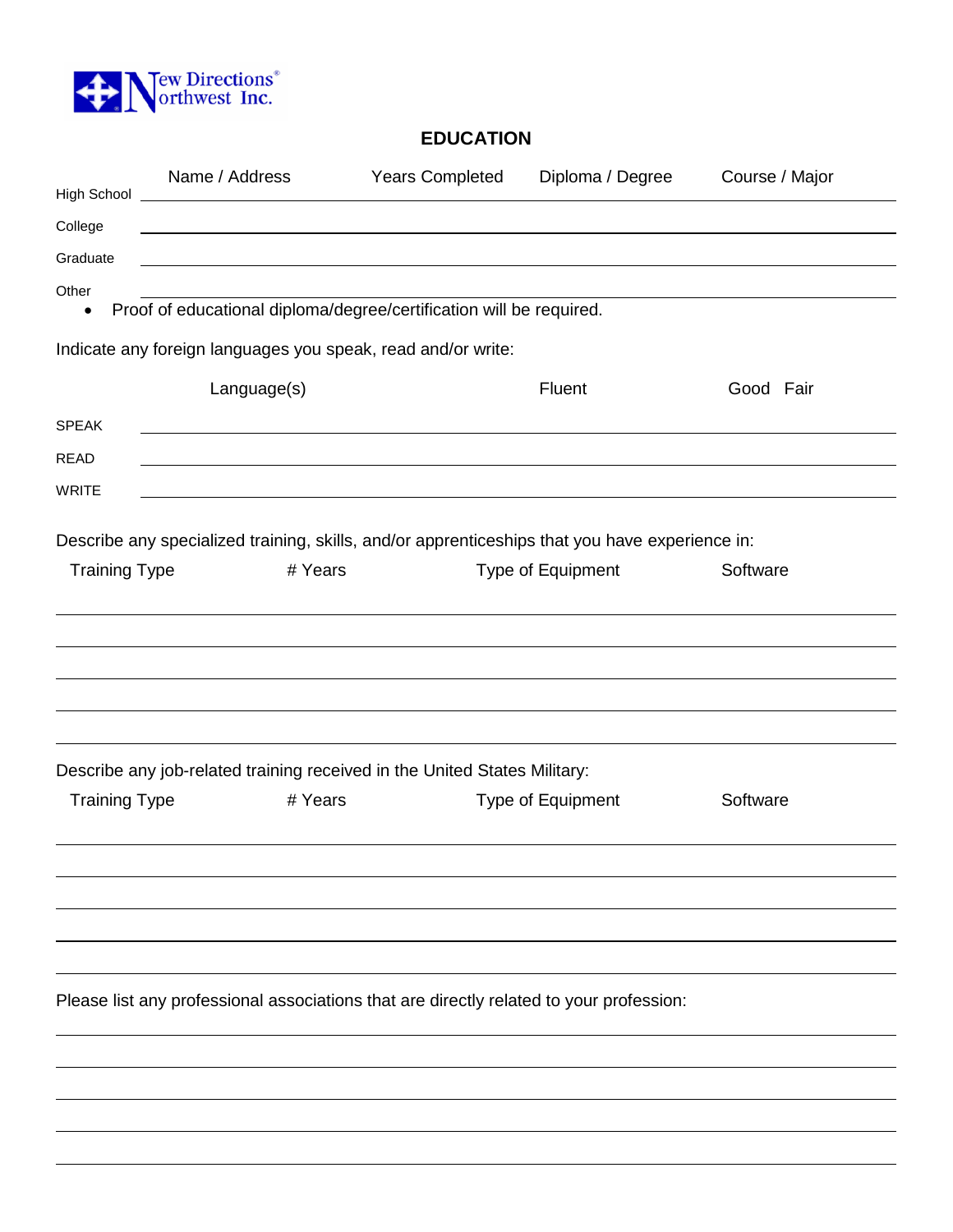New Directions® Northwest Inc.

## EDUCATION

| | Name / Address | Years Completed | Diploma / Degree | Course / Major |
|---|---|---|---|---|
| High School | | | | |
| College | | | | |
| Graduate | | | | |
| Other | | | | |

- Proof of educational diploma/degree/certification will be required.

Indicate any foreign languages you speak, read and/or write:

| | Language(s) | Fluent | Good | Fair |
|---|---|---|---|---|
| SPEAK | | | | |
| READ | | | | |
| WRITE | | | | |

Describe any specialized training, skills, and/or apprenticeships that you have experience in:

| Training Type | # Years | Type of Equipment | Software |
|---|---|---|---|
| | | | |
| | | | |
| | | | |
| | | | |
| | | | |

Describe any job-related training received in the United States Military:

| Training Type | # Years | Type of Equipment | Software |
|---|---|---|---|
| | | | |
| | | | |
| | | | |
| | | | |
| | | | |

Please list any professional associations that are directly related to your profession:

_______________________________________________

_______________________________________________

_______________________________________________

_______________________________________________

_______________________________________________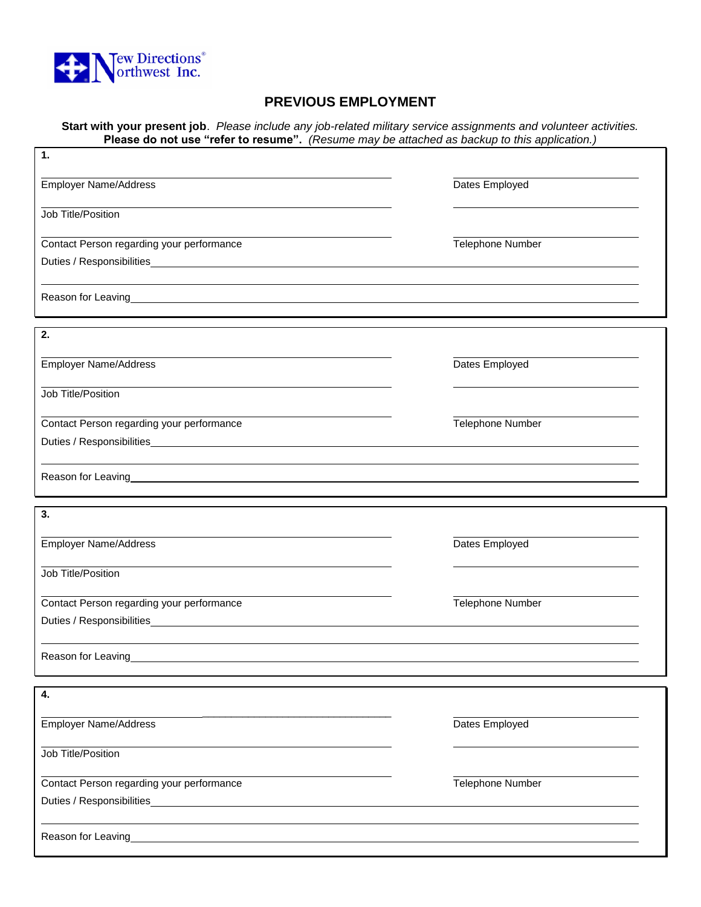New Directions® Northwest Inc.

# PREVIOUS EMPLOYMENT

**Start with your present job**. *Please include any job-related military service assignments and volunteer activities.*
**Please do not use "refer to resume".** *(Resume may be attached as backup to this application.)*

**1.**

Employer Name/Address ______________________ Dates Employed ______________________

Job Title/Position ______________________ ______________________

Contact Person regarding your performance ______________________ Telephone Number ______________________

Duties / Responsibilities ______________________

______________________

Reason for Leaving ______________________

**2.**

Employer Name/Address ______________________ Dates Employed ______________________

Job Title/Position ______________________ ______________________

Contact Person regarding your performance ______________________ Telephone Number ______________________

Duties / Responsibilities ______________________

______________________

Reason for Leaving ______________________

**3.**

Employer Name/Address ______________________ Dates Employed ______________________

Job Title/Position ______________________ ______________________

Contact Person regarding your performance ______________________ Telephone Number ______________________

Duties / Responsibilities ______________________

______________________

Reason for Leaving ______________________

**4.**

Employer Name/Address ______________________ Dates Employed ______________________

Job Title/Position ______________________ ______________________

Contact Person regarding your performance ______________________ Telephone Number ______________________

Duties / Responsibilities ______________________

______________________

Reason for Leaving ______________________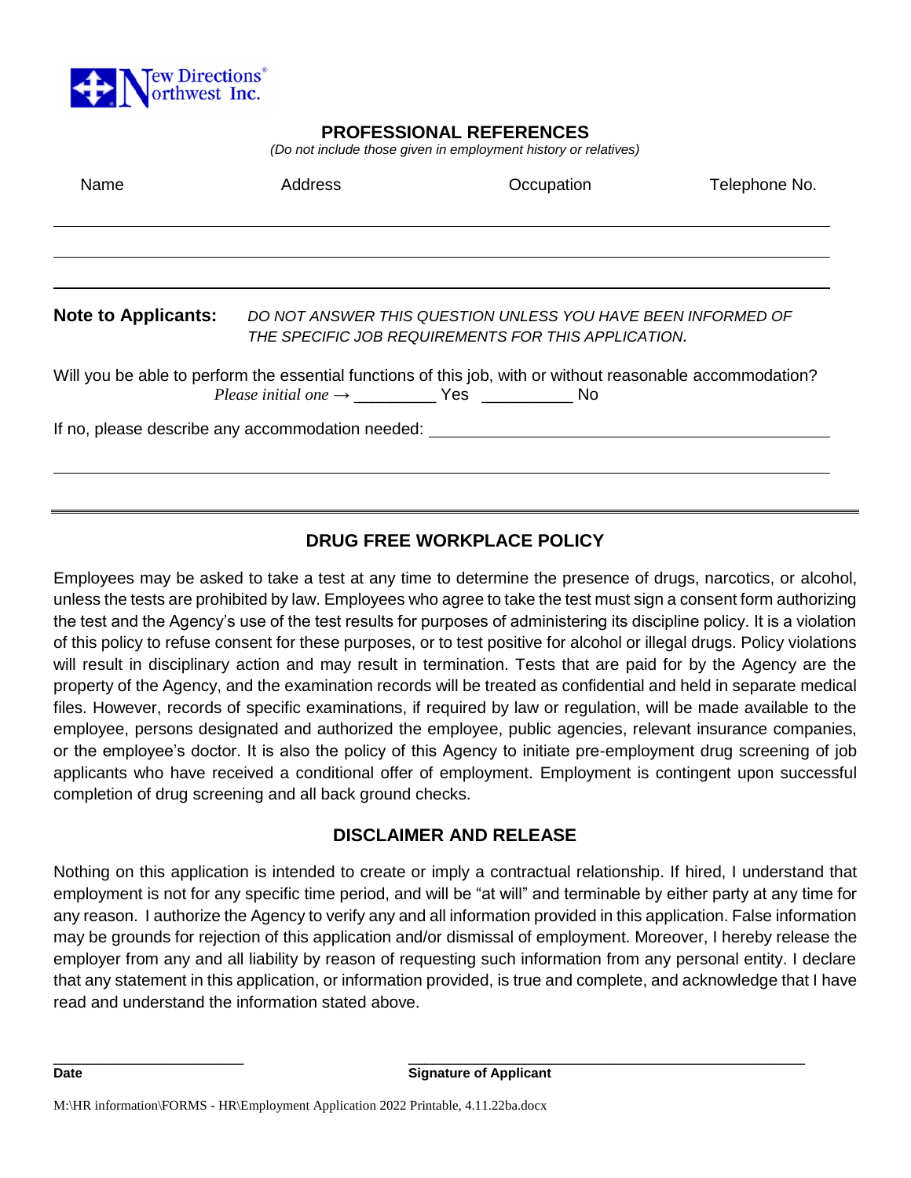## PROFESSIONAL REFERENCES

*(Do not include those given in employment history or relatives)*

| Name | Address | Occupation | Telephone No. |
| --- | --- | --- | --- |
| | | | |
| | | | |
| | | | |

**Note to Applicants:** *DO NOT ANSWER THIS QUESTION UNLESS YOU HAVE BEEN INFORMED OF THE SPECIFIC JOB REQUIREMENTS FOR THIS APPLICATION.*

Will you be able to perform the essential functions of this job, with or without reasonable accommodation?

*Please initial one →* _________ Yes __________ No

If no, please describe any accommodation needed: ___________________________________________

_____________________________________________________________________________________

## DRUG FREE WORKPLACE POLICY

Employees may be asked to take a test at any time to determine the presence of drugs, narcotics, or alcohol, unless the tests are prohibited by law. Employees who agree to take the test must sign a consent form authorizing the test and the Agency's use of the test results for purposes of administering its discipline policy. It is a violation of this policy to refuse consent for these purposes, or to test positive for alcohol or illegal drugs. Policy violations will result in disciplinary action and may result in termination. Tests that are paid for by the Agency are the property of the Agency, and the examination records will be treated as confidential and held in separate medical files. However, records of specific examinations, if required by law or regulation, will be made available to the employee, persons designated and authorized the employee, public agencies, relevant insurance companies, or the employee's doctor. It is also the policy of this Agency to initiate pre-employment drug screening of job applicants who have received a conditional offer of employment. Employment is contingent upon successful completion of drug screening and all back ground checks.

## DISCLAIMER AND RELEASE

Nothing on this application is intended to create or imply a contractual relationship. If hired, I understand that employment is not for any specific time period, and will be "at will" and terminable by either party at any time for any reason. I authorize the Agency to verify any and all information provided in this application. False information may be grounds for rejection of this application and/or dismissal of employment. Moreover, I hereby release the employer from any and all liability by reason of requesting such information from any personal entity. I declare that any statement in this application, or information provided, is true and complete, and acknowledge that I have read and understand the information stated above.

________________________ ________________________________________________

**Date** **Signature of Applicant**

M:\HR information\FORMS - HR\Employment Application 2022 Printable, 4.11.22ba.docx